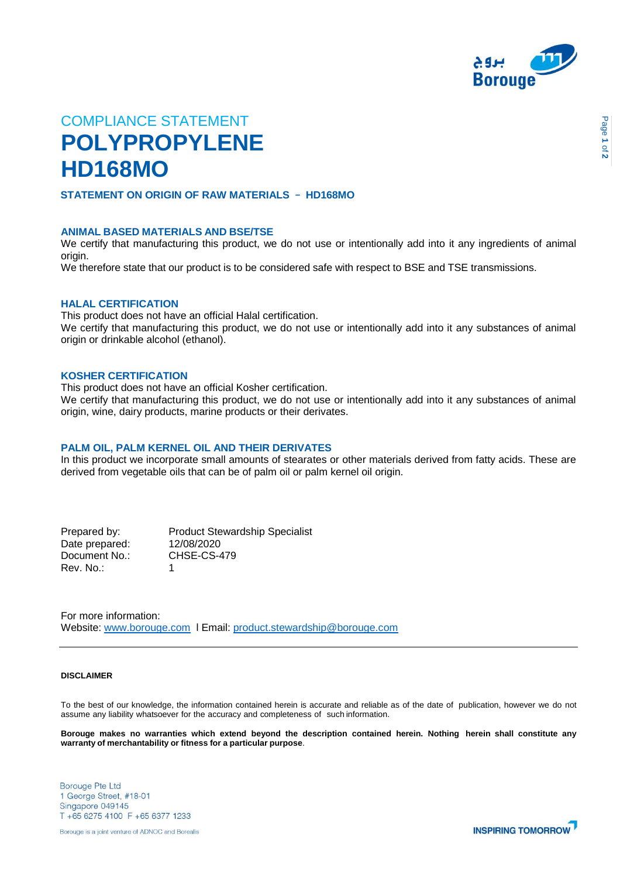COMPLIANCE STATEMENT

# POLYPROPYLENE
# HD168MO

### STATEMENT ON ORIGIN OF RAW MATERIALS – HD168MO

#### ANIMAL BASED MATERIALS AND BSE/TSE

We certify that manufacturing this product, we do not use or intentionally add into it any ingredients of animal origin.

We therefore state that our product is to be considered safe with respect to BSE and TSE transmissions.

#### HALAL CERTIFICATION

This product does not have an official Halal certification.

We certify that manufacturing this product, we do not use or intentionally add into it any substances of animal origin or drinkable alcohol (ethanol).

#### KOSHER CERTIFICATION

This product does not have an official Kosher certification.

We certify that manufacturing this product, we do not use or intentionally add into it any substances of animal origin, wine, dairy products, marine products or their derivates.

#### PALM OIL, PALM KERNEL OIL AND THEIR DERIVATES

In this product we incorporate small amounts of stearates or other materials derived from fatty acids. These are derived from vegetable oils that can be of palm oil or palm kernel oil origin.

| | |
|---|---|
| Prepared by: | Product Stewardship Specialist |
| Date prepared: | 12/08/2020 |
| Document No.: | CHSE-CS-479 |
| Rev. No.: | 1 |

For more information:
Website: www.borouge.com I Email: product.stewardship@borouge.com

---

**DISCLAIMER**

To the best of our knowledge, the information contained herein is accurate and reliable as of the date of publication, however we do not assume any liability whatsoever for the accuracy and completeness of such information.

**Borouge makes no warranties which extend beyond the description contained herein. Nothing herein shall constitute any warranty of merchantability or fitness for a particular purpose**.

Borouge Pte Ltd
1 George Street, #18-01
Singapore 049145
T +65 6275 4100 F +65 6377 1233

Borouge is a joint venture of ADNOC and Borealis

INSPIRING TOMORROW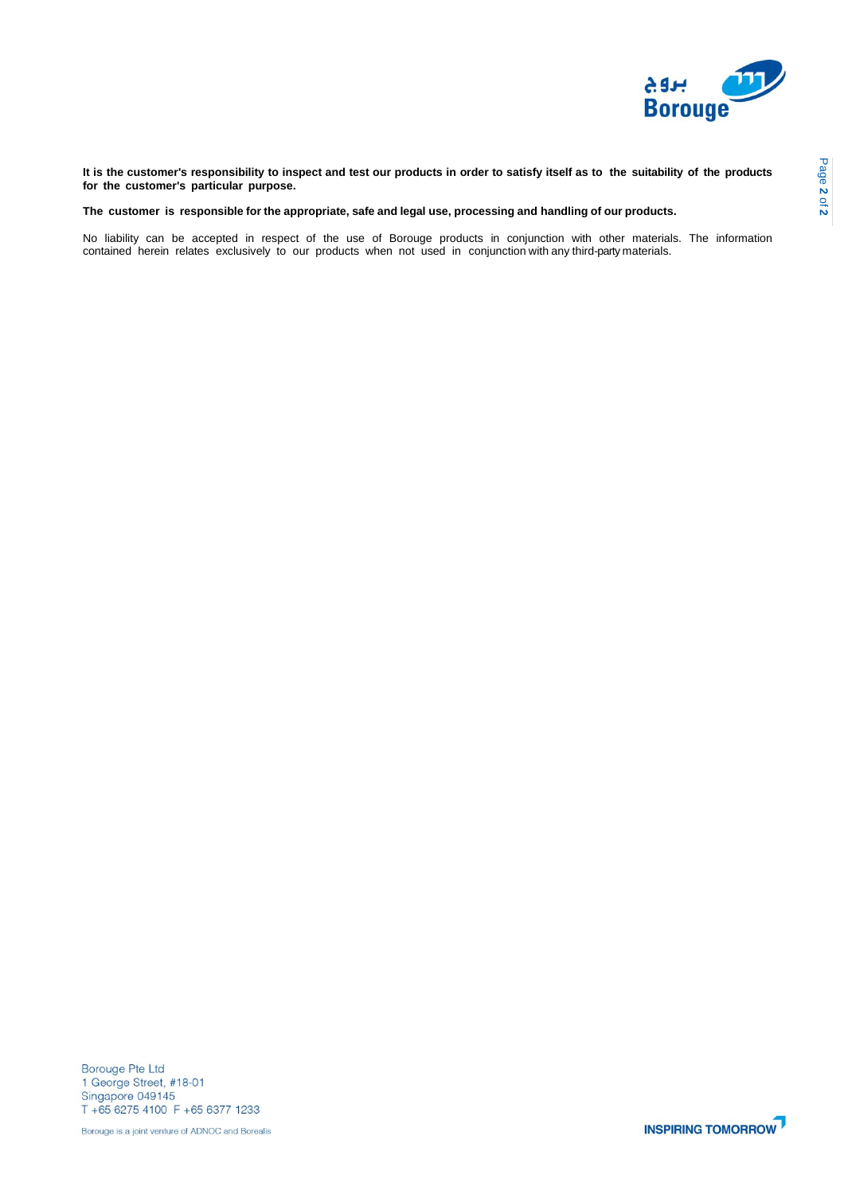**It is the customer's responsibility to inspect and test our products in order to satisfy itself as to the suitability of the products for the customer's particular purpose.**

**The customer is responsible for the appropriate, safe and legal use, processing and handling of our products.**

No liability can be accepted in respect of the use of Borouge products in conjunction with other materials. The information contained herein relates exclusively to our products when not used in conjunction with any third-party materials.

Borouge Pte Ltd
1 George Street, #18-01
Singapore 049145
T +65 6275 4100 F +65 6377 1233

Borouge is a joint venture of ADNOC and Borealis